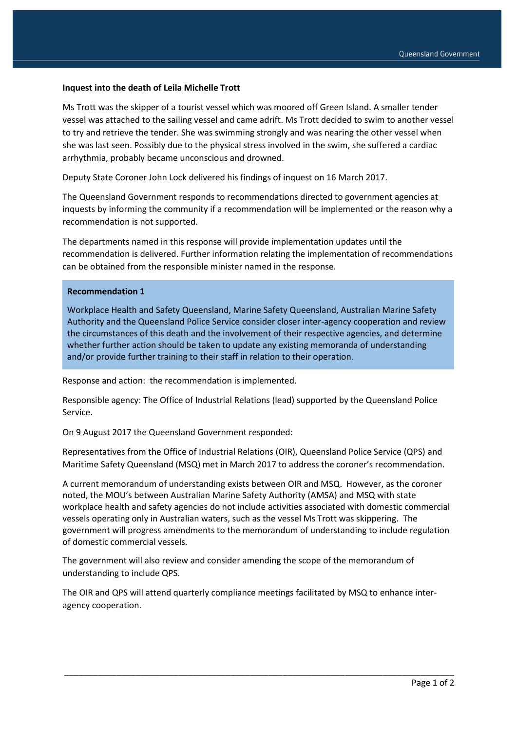**Inquest into the death of Leila Michelle Trott**

Ms Trott was the skipper of a tourist vessel which was moored off Green Island. A smaller tender vessel was attached to the sailing vessel and came adrift. Ms Trott decided to swim to another vessel to try and retrieve the tender. She was swimming strongly and was nearing the other vessel when she was last seen. Possibly due to the physical stress involved in the swim, she suffered a cardiac arrhythmia, probably became unconscious and drowned.

Deputy State Coroner John Lock delivered his findings of inquest on 16 March 2017.

The Queensland Government responds to recommendations directed to government agencies at inquests by informing the community if a recommendation will be implemented or the reason why a recommendation is not supported.

The departments named in this response will provide implementation updates until the recommendation is delivered. Further information relating the implementation of recommendations can be obtained from the responsible minister named in the response.

**Recommendation 1**

Workplace Health and Safety Queensland, Marine Safety Queensland, Australian Marine Safety Authority and the Queensland Police Service consider closer inter-agency cooperation and review the circumstances of this death and the involvement of their respective agencies, and determine whether further action should be taken to update any existing memoranda of understanding and/or provide further training to their staff in relation to their operation.

Response and action: the recommendation is implemented.

Responsible agency: The Office of Industrial Relations (lead) supported by the Queensland Police Service.

On 9 August 2017 the Queensland Government responded:

Representatives from the Office of Industrial Relations (OIR), Queensland Police Service (QPS) and Maritime Safety Queensland (MSQ) met in March 2017 to address the coroner's recommendation.

A current memorandum of understanding exists between OIR and MSQ. However, as the coroner noted, the MOU's between Australian Marine Safety Authority (AMSA) and MSQ with state workplace health and safety agencies do not include activities associated with domestic commercial vessels operating only in Australian waters, such as the vessel Ms Trott was skippering. The government will progress amendments to the memorandum of understanding to include regulation of domestic commercial vessels.

The government will also review and consider amending the scope of the memorandum of understanding to include QPS.

The OIR and QPS will attend quarterly compliance meetings facilitated by MSQ to enhance inter-agency cooperation.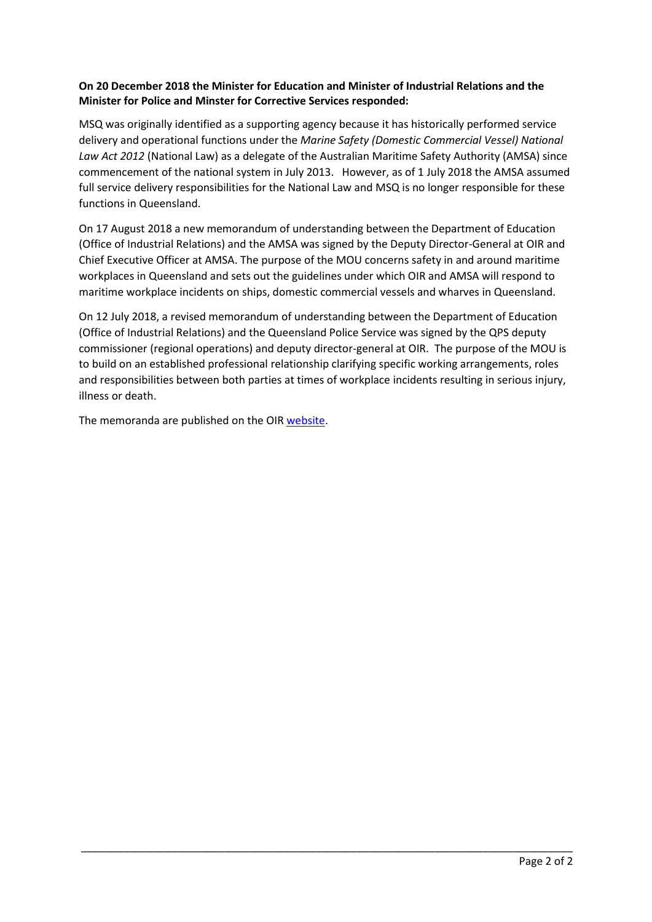**On 20 December 2018 the Minister for Education and Minister of Industrial Relations and the Minister for Police and Minster for Corrective Services responded:**

MSQ was originally identified as a supporting agency because it has historically performed service delivery and operational functions under the *Marine Safety (Domestic Commercial Vessel) National Law Act 2012* (National Law) as a delegate of the Australian Maritime Safety Authority (AMSA) since commencement of the national system in July 2013. However, as of 1 July 2018 the AMSA assumed full service delivery responsibilities for the National Law and MSQ is no longer responsible for these functions in Queensland.

On 17 August 2018 a new memorandum of understanding between the Department of Education (Office of Industrial Relations) and the AMSA was signed by the Deputy Director-General at OIR and Chief Executive Officer at AMSA. The purpose of the MOU concerns safety in and around maritime workplaces in Queensland and sets out the guidelines under which OIR and AMSA will respond to maritime workplace incidents on ships, domestic commercial vessels and wharves in Queensland.

On 12 July 2018, a revised memorandum of understanding between the Department of Education (Office of Industrial Relations) and the Queensland Police Service was signed by the QPS deputy commissioner (regional operations) and deputy director-general at OIR. The purpose of the MOU is to build on an established professional relationship clarifying specific working arrangements, roles and responsibilities between both parties at times of workplace incidents resulting in serious injury, illness or death.

The memoranda are published on the OIR website.